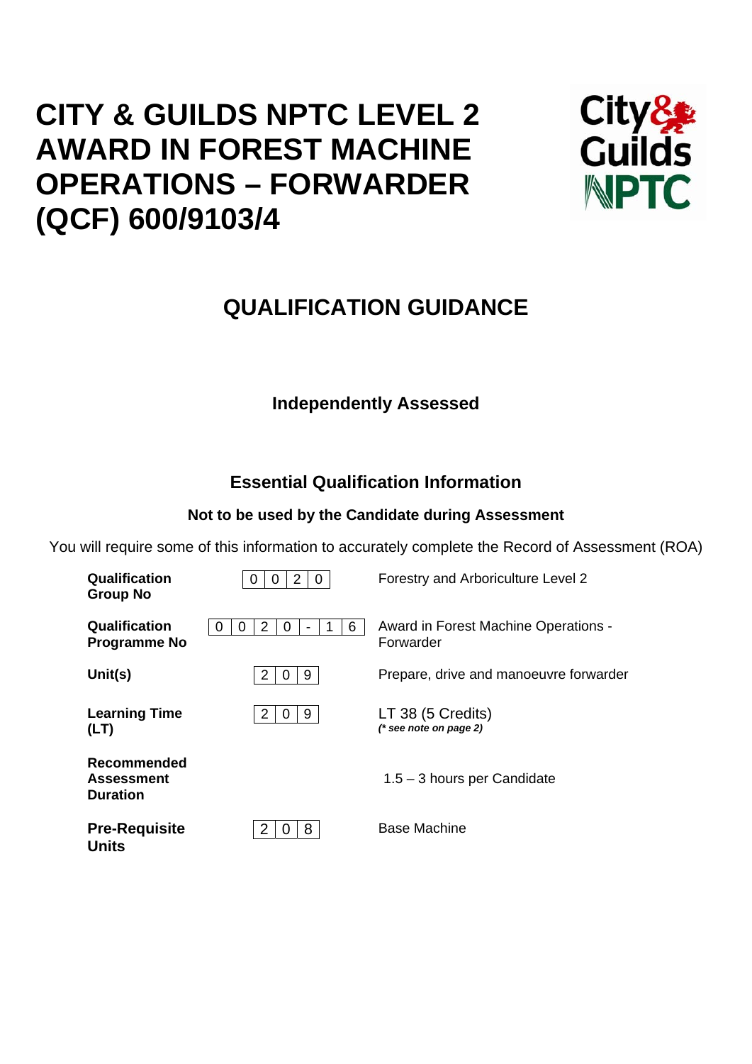# CITY & GUILDS NPTC LEVEL 2 AWARD IN FOREST MACHINE OPERATIONS – FORWARDER (QCF) 600/9103/4

## QUALIFICATION GUIDANCE

**Independently Assessed**

### Essential Qualification Information

**Not to be used by the Candidate during Assessment**

You will require some of this information to accurately complete the Record of Assessment (ROA)

| | | |
|---|---|---|
| **Qualification Group No** | 0020 | Forestry and Arboriculture Level 2 |
| **Qualification Programme No** | 0020-16 | Award in Forest Machine Operations - Forwarder |
| **Unit(s)** | 209 | Prepare, drive and manoeuvre forwarder |
| **Learning Time (LT)** | 209 | LT 38 (5 Credits) *(* see note on page 2)* |
| **Recommended Assessment Duration** | | 1.5 – 3 hours per Candidate |
| **Pre-Requisite Units** | 208 | Base Machine |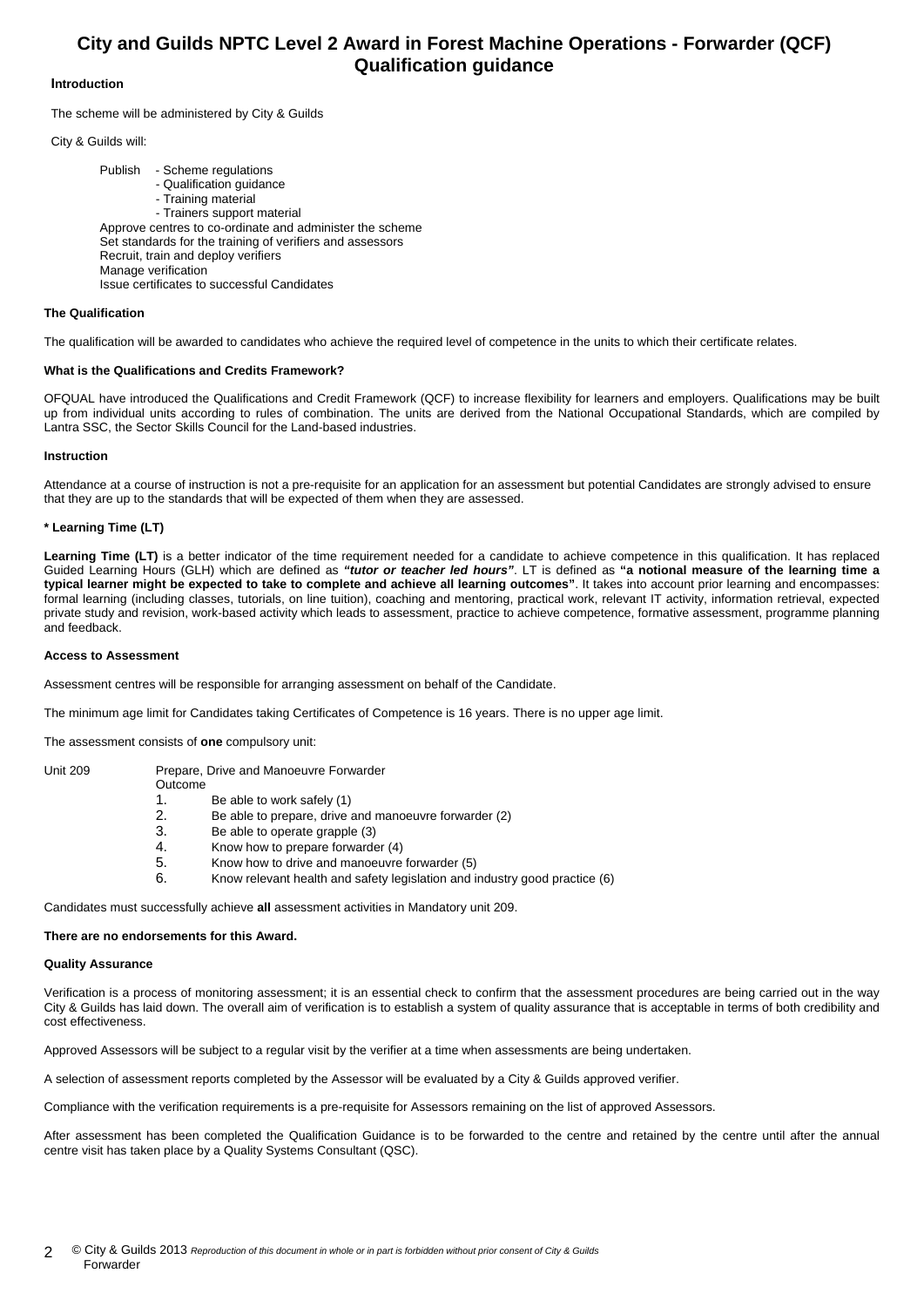# City and Guilds NPTC Level 2 Award in Forest Machine Operations - Forwarder (QCF) Qualification guidance

**Introduction**

The scheme will be administered by City & Guilds

City & Guilds will:

Publish
- Scheme regulations
- Qualification guidance
- Training material
- Trainers support material

Approve centres to co-ordinate and administer the scheme
Set standards for the training of verifiers and assessors
Recruit, train and deploy verifiers
Manage verification
Issue certificates to successful Candidates

**The Qualification**

The qualification will be awarded to candidates who achieve the required level of competence in the units to which their certificate relates.

**What is the Qualifications and Credits Framework?**

OFQUAL have introduced the Qualifications and Credit Framework (QCF) to increase flexibility for learners and employers. Qualifications may be built up from individual units according to rules of combination. The units are derived from the National Occupational Standards, which are compiled by Lantra SSC, the Sector Skills Council for the Land-based industries.

**Instruction**

Attendance at a course of instruction is not a pre-requisite for an application for an assessment but potential Candidates are strongly advised to ensure that they are up to the standards that will be expected of them when they are assessed.

**\* Learning Time (LT)**

**Learning Time (LT)** is a better indicator of the time requirement needed for a candidate to achieve competence in this qualification. It has replaced Guided Learning Hours (GLH) which are defined as ***"tutor or teacher led hours"***. LT is defined as **"a notional measure of the learning time a typical learner might be expected to take to complete and achieve all learning outcomes"**. It takes into account prior learning and encompasses: formal learning (including classes, tutorials, on line tuition), coaching and mentoring, practical work, relevant IT activity, information retrieval, expected private study and revision, work-based activity which leads to assessment, practice to achieve competence, formative assessment, programme planning and feedback.

**Access to Assessment**

Assessment centres will be responsible for arranging assessment on behalf of the Candidate.

The minimum age limit for Candidates taking Certificates of Competence is 16 years. There is no upper age limit.

The assessment consists of **one** compulsory unit:

Unit 209 Prepare, Drive and Manoeuvre Forwarder

Outcome

1. Be able to work safely (1)
2. Be able to prepare, drive and manoeuvre forwarder (2)
3. Be able to operate grapple (3)
4. Know how to prepare forwarder (4)
5. Know how to drive and manoeuvre forwarder (5)
6. Know relevant health and safety legislation and industry good practice (6)

Candidates must successfully achieve **all** assessment activities in Mandatory unit 209.

**There are no endorsements for this Award.**

**Quality Assurance**

Verification is a process of monitoring assessment; it is an essential check to confirm that the assessment procedures are being carried out in the way City & Guilds has laid down. The overall aim of verification is to establish a system of quality assurance that is acceptable in terms of both credibility and cost effectiveness.

Approved Assessors will be subject to a regular visit by the verifier at a time when assessments are being undertaken.

A selection of assessment reports completed by the Assessor will be evaluated by a City & Guilds approved verifier.

Compliance with the verification requirements is a pre-requisite for Assessors remaining on the list of approved Assessors.

After assessment has been completed the Qualification Guidance is to be forwarded to the centre and retained by the centre until after the annual centre visit has taken place by a Quality Systems Consultant (QSC).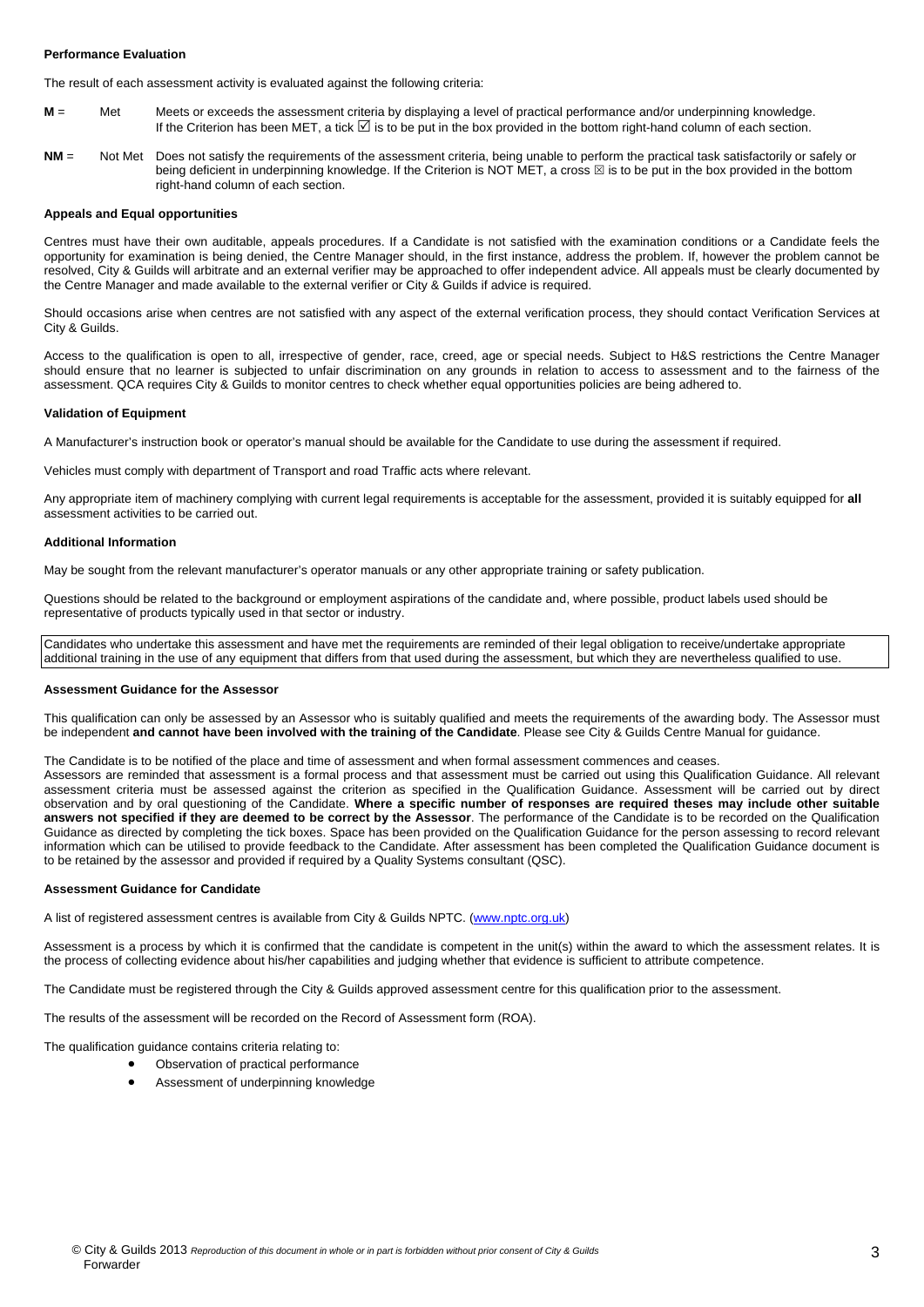**Performance Evaluation**

The result of each assessment activity is evaluated against the following criteria:

**M** = Met Meets or exceeds the assessment criteria by displaying a level of practical performance and/or underpinning knowledge. If the Criterion has been MET, a tick ☑ is to be put in the box provided in the bottom right-hand column of each section.

**NM** = Not Met Does not satisfy the requirements of the assessment criteria, being unable to perform the practical task satisfactorily or safely or being deficient in underpinning knowledge. If the Criterion is NOT MET, a cross ☒ is to be put in the box provided in the bottom right-hand column of each section.

**Appeals and Equal opportunities**

Centres must have their own auditable, appeals procedures. If a Candidate is not satisfied with the examination conditions or a Candidate feels the opportunity for examination is being denied, the Centre Manager should, in the first instance, address the problem. If, however the problem cannot be resolved, City & Guilds will arbitrate and an external verifier may be approached to offer independent advice. All appeals must be clearly documented by the Centre Manager and made available to the external verifier or City & Guilds if advice is required.

Should occasions arise when centres are not satisfied with any aspect of the external verification process, they should contact Verification Services at City & Guilds.

Access to the qualification is open to all, irrespective of gender, race, creed, age or special needs. Subject to H&S restrictions the Centre Manager should ensure that no learner is subjected to unfair discrimination on any grounds in relation to access to assessment and to the fairness of the assessment. QCA requires City & Guilds to monitor centres to check whether equal opportunities policies are being adhered to.

**Validation of Equipment**

A Manufacturer's instruction book or operator's manual should be available for the Candidate to use during the assessment if required.

Vehicles must comply with department of Transport and road Traffic acts where relevant.

Any appropriate item of machinery complying with current legal requirements is acceptable for the assessment, provided it is suitably equipped for **all** assessment activities to be carried out.

**Additional Information**

May be sought from the relevant manufacturer's operator manuals or any other appropriate training or safety publication.

Questions should be related to the background or employment aspirations of the candidate and, where possible, product labels used should be representative of products typically used in that sector or industry.

Candidates who undertake this assessment and have met the requirements are reminded of their legal obligation to receive/undertake appropriate additional training in the use of any equipment that differs from that used during the assessment, but which they are nevertheless qualified to use.

**Assessment Guidance for the Assessor**

This qualification can only be assessed by an Assessor who is suitably qualified and meets the requirements of the awarding body. The Assessor must be independent **and cannot have been involved with the training of the Candidate**. Please see City & Guilds Centre Manual for guidance.

The Candidate is to be notified of the place and time of assessment and when formal assessment commences and ceases.
Assessors are reminded that assessment is a formal process and that assessment must be carried out using this Qualification Guidance. All relevant assessment criteria must be assessed against the criterion as specified in the Qualification Guidance. Assessment will be carried out by direct observation and by oral questioning of the Candidate. **Where a specific number of responses are required theses may include other suitable answers not specified if they are deemed to be correct by the Assessor**. The performance of the Candidate is to be recorded on the Qualification Guidance as directed by completing the tick boxes. Space has been provided on the Qualification Guidance for the person assessing to record relevant information which can be utilised to provide feedback to the Candidate. After assessment has been completed the Qualification Guidance document is to be retained by the assessor and provided if required by a Quality Systems consultant (QSC).

**Assessment Guidance for Candidate**

A list of registered assessment centres is available from City & Guilds NPTC. (www.nptc.org.uk)

Assessment is a process by which it is confirmed that the candidate is competent in the unit(s) within the award to which the assessment relates. It is the process of collecting evidence about his/her capabilities and judging whether that evidence is sufficient to attribute competence.

The Candidate must be registered through the City & Guilds approved assessment centre for this qualification prior to the assessment.

The results of the assessment will be recorded on the Record of Assessment form (ROA).

The qualification guidance contains criteria relating to:

- Observation of practical performance
- Assessment of underpinning knowledge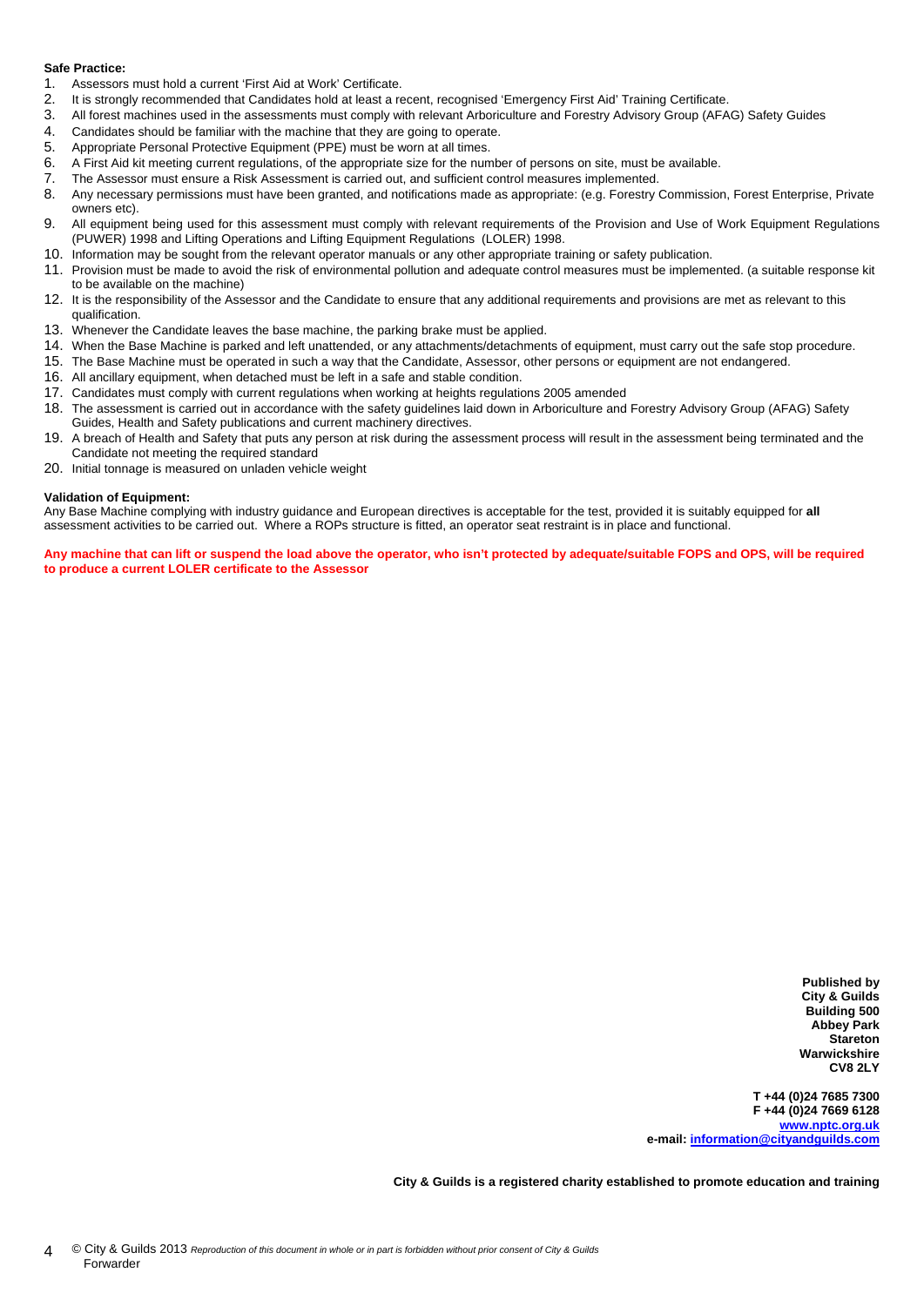**Safe Practice:**

1. Assessors must hold a current 'First Aid at Work' Certificate.
2. It is strongly recommended that Candidates hold at least a recent, recognised 'Emergency First Aid' Training Certificate.
3. All forest machines used in the assessments must comply with relevant Arboriculture and Forestry Advisory Group (AFAG) Safety Guides
4. Candidates should be familiar with the machine that they are going to operate.
5. Appropriate Personal Protective Equipment (PPE) must be worn at all times.
6. A First Aid kit meeting current regulations, of the appropriate size for the number of persons on site, must be available.
7. The Assessor must ensure a Risk Assessment is carried out, and sufficient control measures implemented.
8. Any necessary permissions must have been granted, and notifications made as appropriate: (e.g. Forestry Commission, Forest Enterprise, Private owners etc).
9. All equipment being used for this assessment must comply with relevant requirements of the Provision and Use of Work Equipment Regulations (PUWER) 1998 and Lifting Operations and Lifting Equipment Regulations (LOLER) 1998.
10. Information may be sought from the relevant operator manuals or any other appropriate training or safety publication.
11. Provision must be made to avoid the risk of environmental pollution and adequate control measures must be implemented. (a suitable response kit to be available on the machine)
12. It is the responsibility of the Assessor and the Candidate to ensure that any additional requirements and provisions are met as relevant to this qualification.
13. Whenever the Candidate leaves the base machine, the parking brake must be applied.
14. When the Base Machine is parked and left unattended, or any attachments/detachments of equipment, must carry out the safe stop procedure.
15. The Base Machine must be operated in such a way that the Candidate, Assessor, other persons or equipment are not endangered.
16. All ancillary equipment, when detached must be left in a safe and stable condition.
17. Candidates must comply with current regulations when working at heights regulations 2005 amended
18. The assessment is carried out in accordance with the safety guidelines laid down in Arboriculture and Forestry Advisory Group (AFAG) Safety Guides, Health and Safety publications and current machinery directives.
19. A breach of Health and Safety that puts any person at risk during the assessment process will result in the assessment being terminated and the Candidate not meeting the required standard
20. Initial tonnage is measured on unladen vehicle weight

**Validation of Equipment:**

Any Base Machine complying with industry guidance and European directives is acceptable for the test, provided it is suitably equipped for **all** assessment activities to be carried out. Where a ROPs structure is fitted, an operator seat restraint is in place and functional.

**Any machine that can lift or suspend the load above the operator, who isn't protected by adequate/suitable FOPS and OPS, will be required to produce a current LOLER certificate to the Assessor**

**Published by**
**City & Guilds**
**Building 500**
**Abbey Park**
**Stareton**
**Warwickshire**
**CV8 2LY**

**T +44 (0)24 7685 7300**
**F +44 (0)24 7669 6128**
**www.nptc.org.uk**
**e-mail: information@cityandguilds.com**

**City & Guilds is a registered charity established to promote education and training**

© City & Guilds 2013 *Reproduction of this document in whole or in part is forbidden without prior consent of City & Guilds*
Forwarder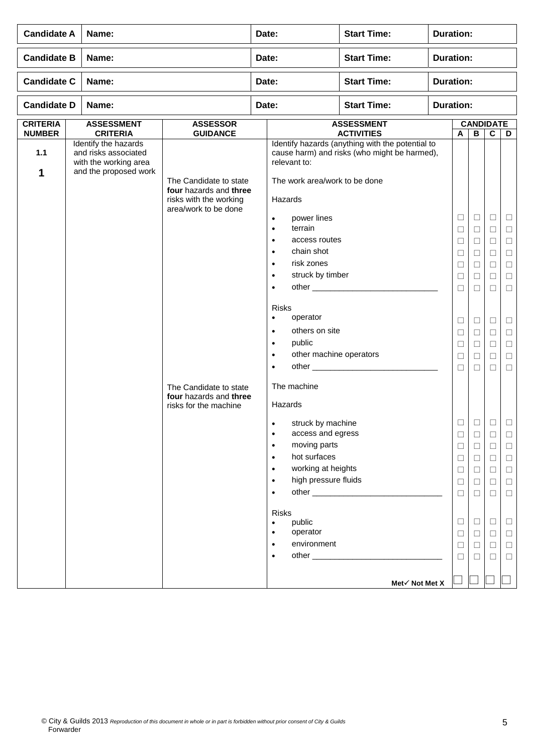| Candidate A | Name: | Date: | Start Time: | Duration: |
|---|---|---|---|---|
| **Candidate B** | **Name:** | **Date:** | **Start Time:** | **Duration:** |
| **Candidate C** | **Name:** | **Date:** | **Start Time:** | **Duration:** |
| **Candidate D** | **Name:** | **Date:** | **Start Time:** | **Duration:** |

| CRITERIA NUMBER | ASSESSMENT CRITERIA | ASSESSOR GUIDANCE | ASSESSMENT ACTIVITIES | CANDIDATE A | B | C | D |
|---|---|---|---|---|---|---|---|
| 1.1<br><br>**1** | Identify the hazards and risks associated with the working area and the proposed work | | Identify hazards (anything with the potential to cause harm) and risks (who might be harmed), relevant to: | | | | |
| | | The Candidate to state **four** hazards and **three** risks with the working area/work to be done | The work area/work to be done | | | | |
| | | | Hazards | | | | |
| | | | • power lines | ☐ | ☐ | ☐ | ☐ |
| | | | • terrain | ☐ | ☐ | ☐ | ☐ |
| | | | • access routes | ☐ | ☐ | ☐ | ☐ |
| | | | • chain shot | ☐ | ☐ | ☐ | ☐ |
| | | | • risk zones | ☐ | ☐ | ☐ | ☐ |
| | | | • struck by timber | ☐ | ☐ | ☐ | ☐ |
| | | | • other ____________________________ | ☐ | ☐ | ☐ | ☐ |
| | | | Risks | | | | |
| | | | • operator | ☐ | ☐ | ☐ | ☐ |
| | | | • others on site | ☐ | ☐ | ☐ | ☐ |
| | | | • public | ☐ | ☐ | ☐ | ☐ |
| | | | • other machine operators | ☐ | ☐ | ☐ | ☐ |
| | | | • other ____________________________ | ☐ | ☐ | ☐ | ☐ |
| | | The Candidate to state **four** hazards and **three** risks for the machine | The machine | | | | |
| | | | Hazards | | | | |
| | | | • struck by machine | ☐ | ☐ | ☐ | ☐ |
| | | | • access and egress | ☐ | ☐ | ☐ | ☐ |
| | | | • moving parts | ☐ | ☐ | ☐ | ☐ |
| | | | • hot surfaces | ☐ | ☐ | ☐ | ☐ |
| | | | • working at heights | ☐ | ☐ | ☐ | ☐ |
| | | | • high pressure fluids | ☐ | ☐ | ☐ | ☐ |
| | | | • other _____________________________ | ☐ | ☐ | ☐ | ☐ |
| | | | Risks | | | | |
| | | | • public | ☐ | ☐ | ☐ | ☐ |
| | | | • operator | ☐ | ☐ | ☐ | ☐ |
| | | | • environment | ☐ | ☐ | ☐ | ☐ |
| | | | • other _____________________________ | ☐ | ☐ | ☐ | ☐ |
| | | | **Met✓ Not Met X** | ☐ | ☐ | ☐ | ☐ |

© City & Guilds 2013 *Reproduction of this document in whole or in part is forbidden without prior consent of City & Guilds*
Forwarder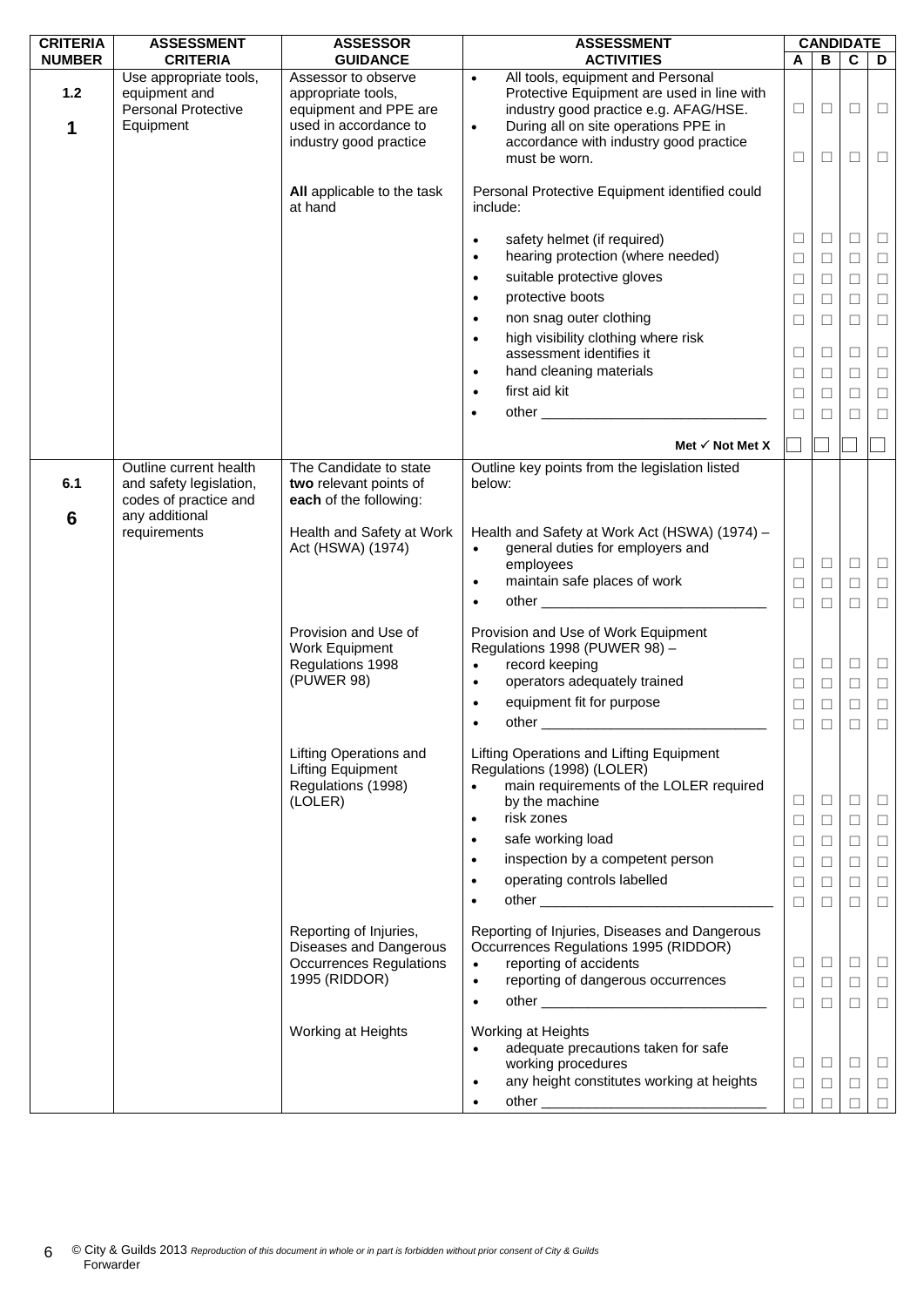| CRITERIA NUMBER | ASSESSMENT CRITERIA | ASSESSOR GUIDANCE | ASSESSMENT ACTIVITIES | CANDIDATE A | B | C | D |
|---|---|---|---|---|---|---|---|
| 1.2<br><br>**1** | Use appropriate tools, equipment and Personal Protective Equipment | Assessor to observe appropriate tools, equipment and PPE are used in accordance to industry good practice | • All tools, equipment and Personal Protective Equipment are used in line with industry good practice e.g. AFAG/HSE. | ☐ | ☐ | ☐ | ☐ |
| | | | • During all on site operations PPE in accordance with industry good practice must be worn. | ☐ | ☐ | ☐ | ☐ |
| | | **All** applicable to the task at hand | Personal Protective Equipment identified could include: | | | | |
| | | | • safety helmet (if required) | ☐ | ☐ | ☐ | ☐ |
| | | | • hearing protection (where needed) | ☐ | ☐ | ☐ | ☐ |
| | | | • suitable protective gloves | ☐ | ☐ | ☐ | ☐ |
| | | | • protective boots | ☐ | ☐ | ☐ | ☐ |
| | | | • non snag outer clothing | ☐ | ☐ | ☐ | ☐ |
| | | | • high visibility clothing where risk assessment identifies it | ☐ | ☐ | ☐ | ☐ |
| | | | • hand cleaning materials | ☐ | ☐ | ☐ | ☐ |
| | | | • first aid kit | ☐ | ☐ | ☐ | ☐ |
| | | | • other ____________________________ | ☐ | ☐ | ☐ | ☐ |
| | | | **Met ✓ Not Met X** | ☐ | ☐ | ☐ | ☐ |
| 6.1<br><br>**6** | Outline current health and safety legislation, codes of practice and any additional requirements | The Candidate to state **two** relevant points of **each** of the following: | Outline key points from the legislation listed below: | | | | |
| | | Health and Safety at Work Act (HSWA) (1974) | Health and Safety at Work Act (HSWA) (1974) –<br>• general duties for employers and employees | ☐ | ☐ | ☐ | ☐ |
| | | | • maintain safe places of work | ☐ | ☐ | ☐ | ☐ |
| | | | • other ____________________________ | ☐ | ☐ | ☐ | ☐ |
| | | Provision and Use of Work Equipment Regulations 1998 (PUWER 98) | Provision and Use of Work Equipment Regulations 1998 (PUWER 98) –<br>• record keeping | ☐ | ☐ | ☐ | ☐ |
| | | | • operators adequately trained | ☐ | ☐ | ☐ | ☐ |
| | | | • equipment fit for purpose | ☐ | ☐ | ☐ | ☐ |
| | | | • other ____________________________ | ☐ | ☐ | ☐ | ☐ |
| | | Lifting Operations and Lifting Equipment Regulations (1998) (LOLER) | Lifting Operations and Lifting Equipment Regulations (1998) (LOLER)<br>• main requirements of the LOLER required by the machine | ☐ | ☐ | ☐ | ☐ |
| | | | • risk zones | ☐ | ☐ | ☐ | ☐ |
| | | | • safe working load | ☐ | ☐ | ☐ | ☐ |
| | | | • inspection by a competent person | ☐ | ☐ | ☐ | ☐ |
| | | | • operating controls labelled | ☐ | ☐ | ☐ | ☐ |
| | | | • other ____________________________ | ☐ | ☐ | ☐ | ☐ |
| | | Reporting of Injuries, Diseases and Dangerous Occurrences Regulations 1995 (RIDDOR) | Reporting of Injuries, Diseases and Dangerous Occurrences Regulations 1995 (RIDDOR)<br>• reporting of accidents | ☐ | ☐ | ☐ | ☐ |
| | | | • reporting of dangerous occurrences | ☐ | ☐ | ☐ | ☐ |
| | | | • other ____________________________ | ☐ | ☐ | ☐ | ☐ |
| | | Working at Heights | Working at Heights<br>• adequate precautions taken for safe working procedures | ☐ | ☐ | ☐ | ☐ |
| | | | • any height constitutes working at heights | ☐ | ☐ | ☐ | ☐ |
| | | | • other ____________________________ | ☐ | ☐ | ☐ | ☐ |

© City & Guilds 2013 *Reproduction of this document in whole or in part is forbidden without prior consent of City & Guilds*
Forwarder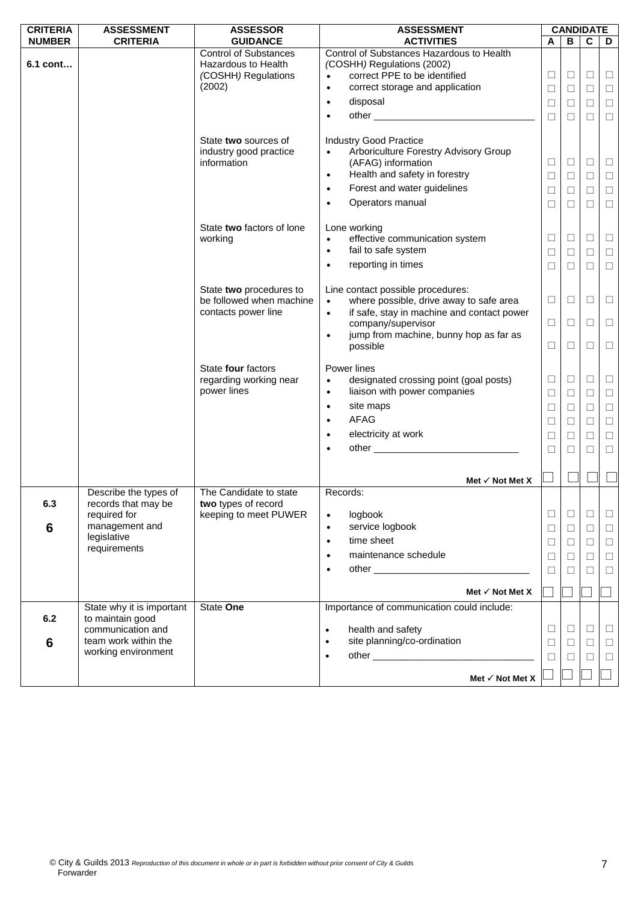| CRITERIA NUMBER | ASSESSMENT CRITERIA | ASSESSOR GUIDANCE | ASSESSMENT ACTIVITIES | CANDIDATE A | B | C | D |
|---|---|---|---|---|---|---|---|
| 6.1 cont… | | Control of Substances Hazardous to Health (COSHH) Regulations (2002) | Control of Substances Hazardous to Health (COSHH) Regulations (2002)<br>• correct PPE to be identified<br>• correct storage and application<br>• disposal<br>• other ______________________________ | ☐<br>☐<br>☐<br>☐ | ☐<br>☐<br>☐<br>☐ | ☐<br>☐<br>☐<br>☐ | ☐<br>☐<br>☐<br>☐ |
| | | State **two** sources of industry good practice information | Industry Good Practice<br>• Arboriculture Forestry Advisory Group (AFAG) information<br>• Health and safety in forestry<br>• Forest and water guidelines<br>• Operators manual | ☐<br>☐<br>☐<br>☐ | ☐<br>☐<br>☐<br>☐ | ☐<br>☐<br>☐<br>☐ | ☐<br>☐<br>☐<br>☐ |
| | | State **two** factors of lone working | Lone working<br>• effective communication system<br>• fail to safe system<br>• reporting in times | ☐<br>☐<br>☐ | ☐<br>☐<br>☐ | ☐<br>☐<br>☐ | ☐<br>☐<br>☐ |
| | | State **two** procedures to be followed when machine contacts power line | Line contact possible procedures:<br>• where possible, drive away to safe area<br>• if safe, stay in machine and contact power company/supervisor<br>• jump from machine, bunny hop as far as possible | ☐<br>☐<br>☐ | ☐<br>☐<br>☐ | ☐<br>☐<br>☐ | ☐<br>☐<br>☐ |
| | | State **four** factors regarding working near power lines | Power lines<br>• designated crossing point (goal posts)<br>• liaison with power companies<br>• site maps<br>• AFAG<br>• electricity at work<br>• other ___________________________ | ☐<br>☐<br>☐<br>☐<br>☐<br>☐ | ☐<br>☐<br>☐<br>☐<br>☐<br>☐ | ☐<br>☐<br>☐<br>☐<br>☐<br>☐ | ☐<br>☐<br>☐<br>☐<br>☐<br>☐ |
| | | | **Met ✓ Not Met X** | ☐ | ☐ | ☐ | ☐ |
| 6.3<br><br>**6** | Describe the types of records that may be required for management and legislative requirements | The Candidate to state **two** types of record keeping to meet PUWER | Records:<br>• logbook<br>• service logbook<br>• time sheet<br>• maintenance schedule<br>• other _____________________________ | ☐<br>☐<br>☐<br>☐<br>☐ | ☐<br>☐<br>☐<br>☐<br>☐ | ☐<br>☐<br>☐<br>☐<br>☐ | ☐<br>☐<br>☐<br>☐<br>☐ |
| | | | **Met ✓ Not Met X** | ☐ | ☐ | ☐ | ☐ |
| 6.2<br><br>**6** | State why it is important to maintain good communication and team work within the working environment | State **One** | Importance of communication could include:<br>• health and safety<br>• site planning/co-ordination<br>• other ______________________________ | ☐<br>☐<br>☐ | ☐<br>☐<br>☐ | ☐<br>☐<br>☐ | ☐<br>☐<br>☐ |
| | | | **Met ✓ Not Met X** | ☐ | ☐ | ☐ | ☐ |

© City & Guilds 2013 *Reproduction of this document in whole or in part is forbidden without prior consent of City & Guilds*
Forwarder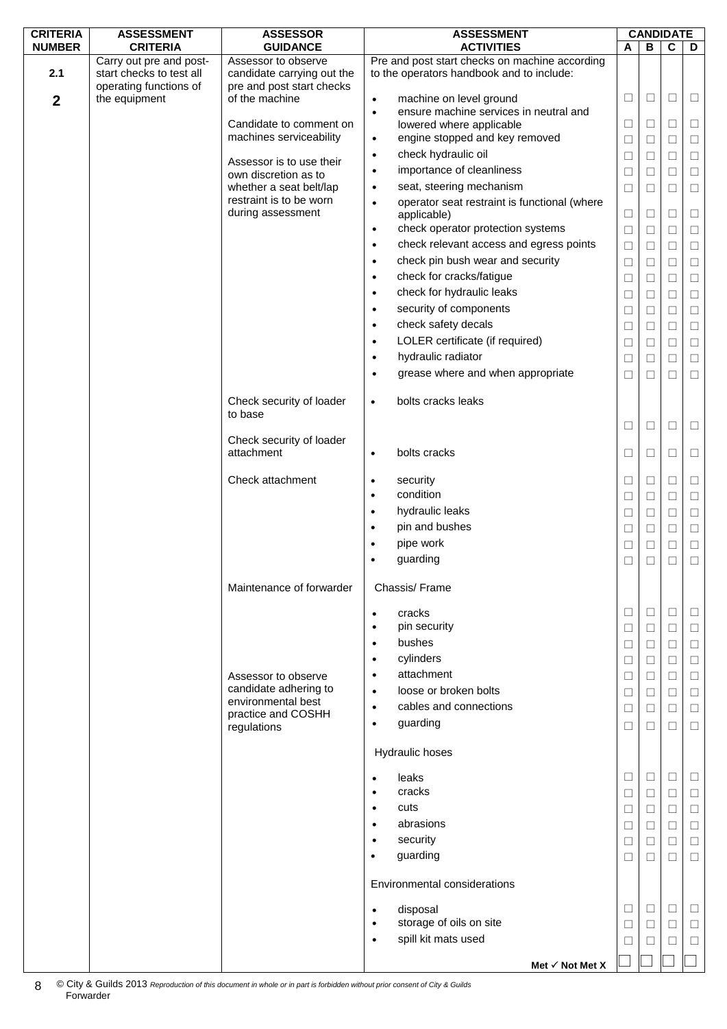| CRITERIA NUMBER | ASSESSMENT CRITERIA | ASSESSOR GUIDANCE | ASSESSMENT ACTIVITIES | CANDIDATE A | B | C | D |
|---|---|---|---|---|---|---|---|
| 2.1 | Carry out pre and post-start checks to test all operating functions of the equipment | Assessor to observe candidate carrying out the pre and post start checks of the machine | Pre and post start checks on machine according to the operators handbook and to include: | | | | |
| 2 | | | • machine on level ground | ☐ | ☐ | ☐ | ☐ |
| | | Candidate to comment on machines serviceability | • ensure machine services in neutral and lowered where applicable | ☐ | ☐ | ☐ | ☐ |
| | | | • engine stopped and key removed | ☐ | ☐ | ☐ | ☐ |
| | | Assessor is to use their own discretion as to whether a seat belt/lap restraint is to be worn during assessment | • check hydraulic oil | ☐ | ☐ | ☐ | ☐ |
| | | | • importance of cleanliness | ☐ | ☐ | ☐ | ☐ |
| | | | • seat, steering mechanism | ☐ | ☐ | ☐ | ☐ |
| | | | • operator seat restraint is functional (where applicable) | ☐ | ☐ | ☐ | ☐ |
| | | | • check operator protection systems | ☐ | ☐ | ☐ | ☐ |
| | | | • check relevant access and egress points | ☐ | ☐ | ☐ | ☐ |
| | | | • check pin bush wear and security | ☐ | ☐ | ☐ | ☐ |
| | | | • check for cracks/fatigue | ☐ | ☐ | ☐ | ☐ |
| | | | • check for hydraulic leaks | ☐ | ☐ | ☐ | ☐ |
| | | | • security of components | ☐ | ☐ | ☐ | ☐ |
| | | | • check safety decals | ☐ | ☐ | ☐ | ☐ |
| | | | • LOLER certificate (if required) | ☐ | ☐ | ☐ | ☐ |
| | | | • hydraulic radiator | ☐ | ☐ | ☐ | ☐ |
| | | | • grease where and when appropriate | ☐ | ☐ | ☐ | ☐ |
| | | Check security of loader to base | • bolts cracks leaks | ☐ | ☐ | ☐ | ☐ |
| | | Check security of loader attachment | • bolts cracks | ☐ | ☐ | ☐ | ☐ |
| | | Check attachment | • security | ☐ | ☐ | ☐ | ☐ |
| | | | • condition | ☐ | ☐ | ☐ | ☐ |
| | | | • hydraulic leaks | ☐ | ☐ | ☐ | ☐ |
| | | | • pin and bushes | ☐ | ☐ | ☐ | ☐ |
| | | | • pipe work | ☐ | ☐ | ☐ | ☐ |
| | | | • guarding | ☐ | ☐ | ☐ | ☐ |
| | | Maintenance of forwarder | Chassis/ Frame | | | | |
| | | | • cracks | ☐ | ☐ | ☐ | ☐ |
| | | | • pin security | ☐ | ☐ | ☐ | ☐ |
| | | | • bushes | ☐ | ☐ | ☐ | ☐ |
| | | | • cylinders | ☐ | ☐ | ☐ | ☐ |
| | | Assessor to observe candidate adhering to environmental best practice and COSHH regulations | • attachment | ☐ | ☐ | ☐ | ☐ |
| | | | • loose or broken bolts | ☐ | ☐ | ☐ | ☐ |
| | | | • cables and connections | ☐ | ☐ | ☐ | ☐ |
| | | | • guarding | ☐ | ☐ | ☐ | ☐ |
| | | | Hydraulic hoses | | | | |
| | | | • leaks | ☐ | ☐ | ☐ | ☐ |
| | | | • cracks | ☐ | ☐ | ☐ | ☐ |
| | | | • cuts | ☐ | ☐ | ☐ | ☐ |
| | | | • abrasions | ☐ | ☐ | ☐ | ☐ |
| | | | • security | ☐ | ☐ | ☐ | ☐ |
| | | | • guarding | ☐ | ☐ | ☐ | ☐ |
| | | | Environmental considerations | | | | |
| | | | • disposal | ☐ | ☐ | ☐ | ☐ |
| | | | • storage of oils on site | ☐ | ☐ | ☐ | ☐ |
| | | | • spill kit mats used | ☐ | ☐ | ☐ | ☐ |
| | | | **Met ✓ Not Met X** | ☐ | ☐ | ☐ | ☐ |

© City & Guilds 2013 *Reproduction of this document in whole or in part is forbidden without prior consent of City & Guilds*
Forwarder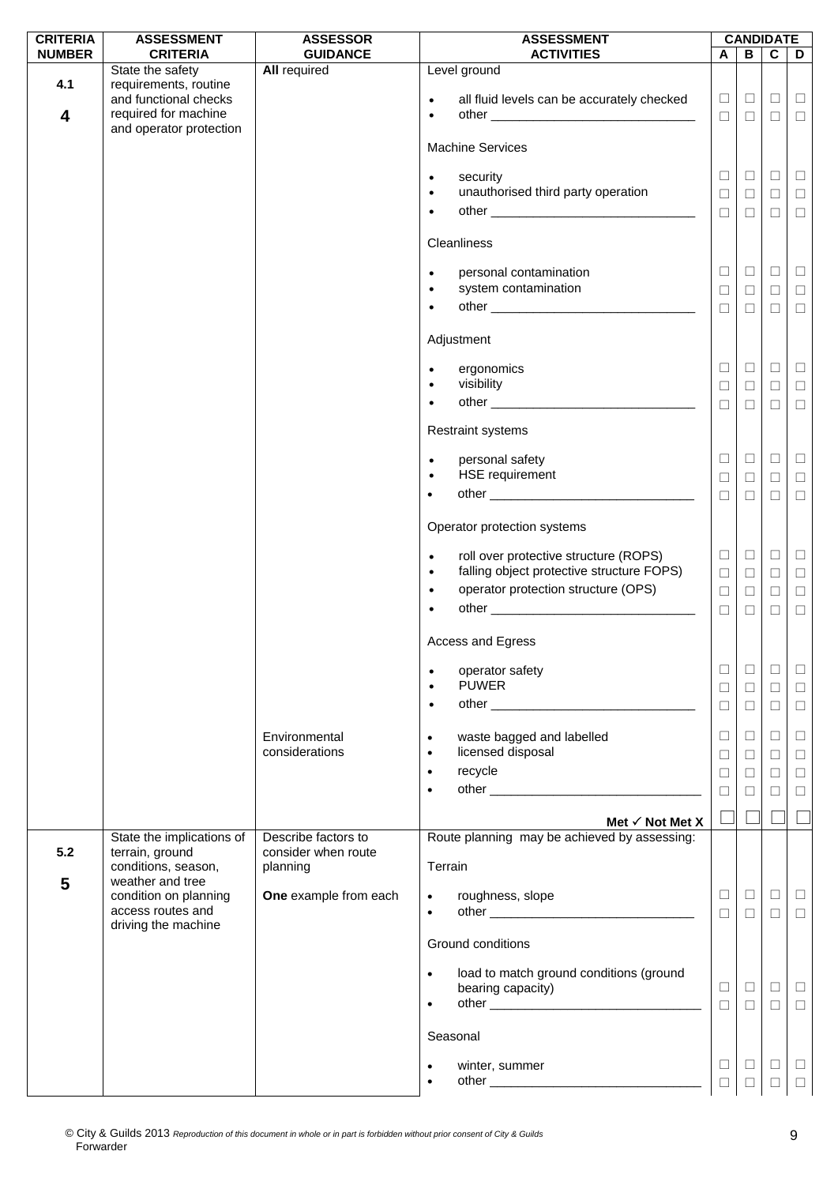| CRITERIA NUMBER | ASSESSMENT CRITERIA | ASSESSOR GUIDANCE | ASSESSMENT ACTIVITIES | CANDIDATE A | B | C | D |
|---|---|---|---|---|---|---|---|
| 4.1<br><br>**4** | State the safety requirements, routine and functional checks required for machine and operator protection | **All** required | Level ground | | | | |
| | | | • all fluid levels can be accurately checked | ☐ | ☐ | ☐ | ☐ |
| | | | • other ______________________________ | ☐ | ☐ | ☐ | ☐ |
| | | | Machine Services | | | | |
| | | | • security | ☐ | ☐ | ☐ | ☐ |
| | | | • unauthorised third party operation | ☐ | ☐ | ☐ | ☐ |
| | | | • other ______________________________ | ☐ | ☐ | ☐ | ☐ |
| | | | Cleanliness | | | | |
| | | | • personal contamination | ☐ | ☐ | ☐ | ☐ |
| | | | • system contamination | ☐ | ☐ | ☐ | ☐ |
| | | | • other ______________________________ | ☐ | ☐ | ☐ | ☐ |
| | | | Adjustment | | | | |
| | | | • ergonomics | ☐ | ☐ | ☐ | ☐ |
| | | | • visibility | ☐ | ☐ | ☐ | ☐ |
| | | | • other ______________________________ | ☐ | ☐ | ☐ | ☐ |
| | | | Restraint systems | | | | |
| | | | • personal safety | ☐ | ☐ | ☐ | ☐ |
| | | | • HSE requirement | ☐ | ☐ | ☐ | ☐ |
| | | | • other ______________________________ | ☐ | ☐ | ☐ | ☐ |
| | | | Operator protection systems | | | | |
| | | | • roll over protective structure (ROPS) | ☐ | ☐ | ☐ | ☐ |
| | | | • falling object protective structure FOPS) | ☐ | ☐ | ☐ | ☐ |
| | | | • operator protection structure (OPS) | ☐ | ☐ | ☐ | ☐ |
| | | | • other ______________________________ | ☐ | ☐ | ☐ | ☐ |
| | | | Access and Egress | | | | |
| | | | • operator safety | ☐ | ☐ | ☐ | ☐ |
| | | | • PUWER | ☐ | ☐ | ☐ | ☐ |
| | | | • other ______________________________ | ☐ | ☐ | ☐ | ☐ |
| | | Environmental considerations | • waste bagged and labelled | ☐ | ☐ | ☐ | ☐ |
| | | | • licensed disposal | ☐ | ☐ | ☐ | ☐ |
| | | | • recycle | ☐ | ☐ | ☐ | ☐ |
| | | | • other ______________________________ | ☐ | ☐ | ☐ | ☐ |
| | | | **Met ✓ Not Met X** | ☐ | ☐ | ☐ | ☐ |
| 5.2<br><br>**5** | State the implications of terrain, ground conditions, season, weather and tree condition on planning access routes and driving the machine | Describe factors to consider when route planning<br><br>**One** example from each | Route planning may be achieved by assessing: | | | | |
| | | | Terrain | | | | |
| | | | • roughness, slope | ☐ | ☐ | ☐ | ☐ |
| | | | • other ______________________________ | ☐ | ☐ | ☐ | ☐ |
| | | | Ground conditions | | | | |
| | | | • load to match ground conditions (ground bearing capacity) | ☐ | ☐ | ☐ | ☐ |
| | | | • other ______________________________ | ☐ | ☐ | ☐ | ☐ |
| | | | Seasonal | | | | |
| | | | • winter, summer | ☐ | ☐ | ☐ | ☐ |
| | | | • other ______________________________ | ☐ | ☐ | ☐ | ☐ |

© City & Guilds 2013 *Reproduction of this document in whole or in part is forbidden without prior consent of City & Guilds*
Forwarder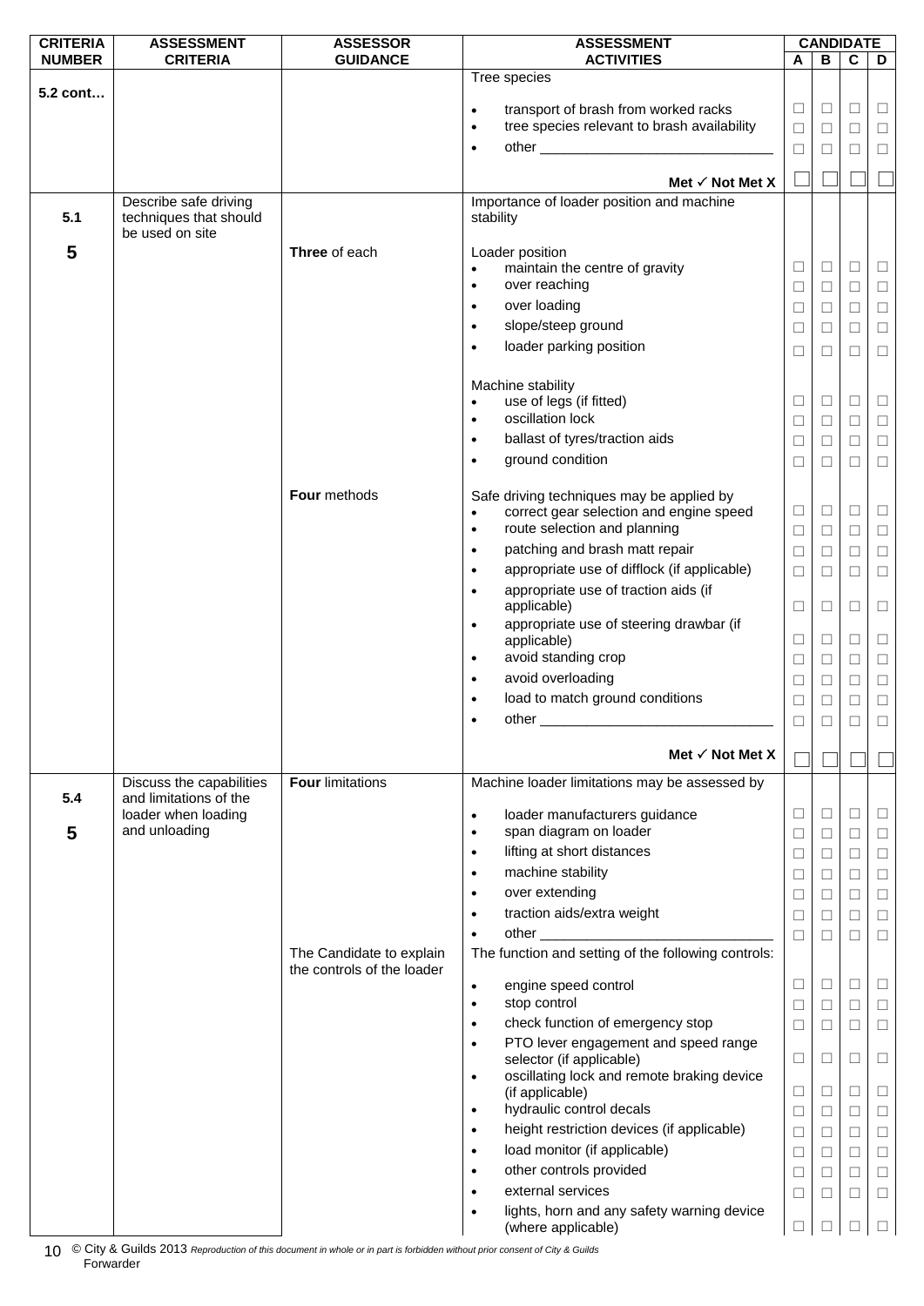| CRITERIA NUMBER | ASSESSMENT CRITERIA | ASSESSOR GUIDANCE | ASSESSMENT ACTIVITIES | CANDIDATE A | B | C | D |
|---|---|---|---|---|---|---|---|
| 5.2 cont… | | | Tree species | | | | |
| | | | • transport of brash from worked racks | ☐ | ☐ | ☐ | ☐ |
| | | | • tree species relevant to brash availability | ☐ | ☐ | ☐ | ☐ |
| | | | • other ______________________________ | ☐ | ☐ | ☐ | ☐ |
| | | | **Met ✓ Not Met X** | ☐ | ☐ | ☐ | ☐ |
| 5.1<br><br>**5** | Describe safe driving techniques that should be used on site | | Importance of loader position and machine stability | | | | |
| | | **Three** of each | Loader position | | | | |
| | | | • maintain the centre of gravity | ☐ | ☐ | ☐ | ☐ |
| | | | • over reaching | ☐ | ☐ | ☐ | ☐ |
| | | | • over loading | ☐ | ☐ | ☐ | ☐ |
| | | | • slope/steep ground | ☐ | ☐ | ☐ | ☐ |
| | | | • loader parking position | ☐ | ☐ | ☐ | ☐ |
| | | | Machine stability | | | | |
| | | | • use of legs (if fitted) | ☐ | ☐ | ☐ | ☐ |
| | | | • oscillation lock | ☐ | ☐ | ☐ | ☐ |
| | | | • ballast of tyres/traction aids | ☐ | ☐ | ☐ | ☐ |
| | | | • ground condition | ☐ | ☐ | ☐ | ☐ |
| | | **Four** methods | Safe driving techniques may be applied by | | | | |
| | | | • correct gear selection and engine speed | ☐ | ☐ | ☐ | ☐ |
| | | | • route selection and planning | ☐ | ☐ | ☐ | ☐ |
| | | | • patching and brash matt repair | ☐ | ☐ | ☐ | ☐ |
| | | | • appropriate use of difflock (if applicable) | ☐ | ☐ | ☐ | ☐ |
| | | | • appropriate use of traction aids (if applicable) | ☐ | ☐ | ☐ | ☐ |
| | | | • appropriate use of steering drawbar (if applicable) | ☐ | ☐ | ☐ | ☐ |
| | | | • avoid standing crop | ☐ | ☐ | ☐ | ☐ |
| | | | • avoid overloading | ☐ | ☐ | ☐ | ☐ |
| | | | • load to match ground conditions | ☐ | ☐ | ☐ | ☐ |
| | | | • other ______________________________ | ☐ | ☐ | ☐ | ☐ |
| | | | **Met ✓ Not Met X** | ☐ | ☐ | ☐ | ☐ |
| 5.4<br><br>**5** | Discuss the capabilities and limitations of the loader when loading and unloading | **Four** limitations | Machine loader limitations may be assessed by | | | | |
| | | | • loader manufacturers guidance | ☐ | ☐ | ☐ | ☐ |
| | | | • span diagram on loader | ☐ | ☐ | ☐ | ☐ |
| | | | • lifting at short distances | ☐ | ☐ | ☐ | ☐ |
| | | | • machine stability | ☐ | ☐ | ☐ | ☐ |
| | | | • over extending | ☐ | ☐ | ☐ | ☐ |
| | | | • traction aids/extra weight | ☐ | ☐ | ☐ | ☐ |
| | | | • other ______________________________ | ☐ | ☐ | ☐ | ☐ |
| | | The Candidate to explain the controls of the loader | The function and setting of the following controls: | | | | |
| | | | • engine speed control | ☐ | ☐ | ☐ | ☐ |
| | | | • stop control | ☐ | ☐ | ☐ | ☐ |
| | | | • check function of emergency stop | ☐ | ☐ | ☐ | ☐ |
| | | | • PTO lever engagement and speed range selector (if applicable) | ☐ | ☐ | ☐ | ☐ |
| | | | • oscillating lock and remote braking device (if applicable) | ☐ | ☐ | ☐ | ☐ |
| | | | • hydraulic control decals | ☐ | ☐ | ☐ | ☐ |
| | | | • height restriction devices (if applicable) | ☐ | ☐ | ☐ | ☐ |
| | | | • load monitor (if applicable) | ☐ | ☐ | ☐ | ☐ |
| | | | • other controls provided | ☐ | ☐ | ☐ | ☐ |
| | | | • external services | ☐ | ☐ | ☐ | ☐ |
| | | | • lights, horn and any safety warning device (where applicable) | ☐ | ☐ | ☐ | ☐ |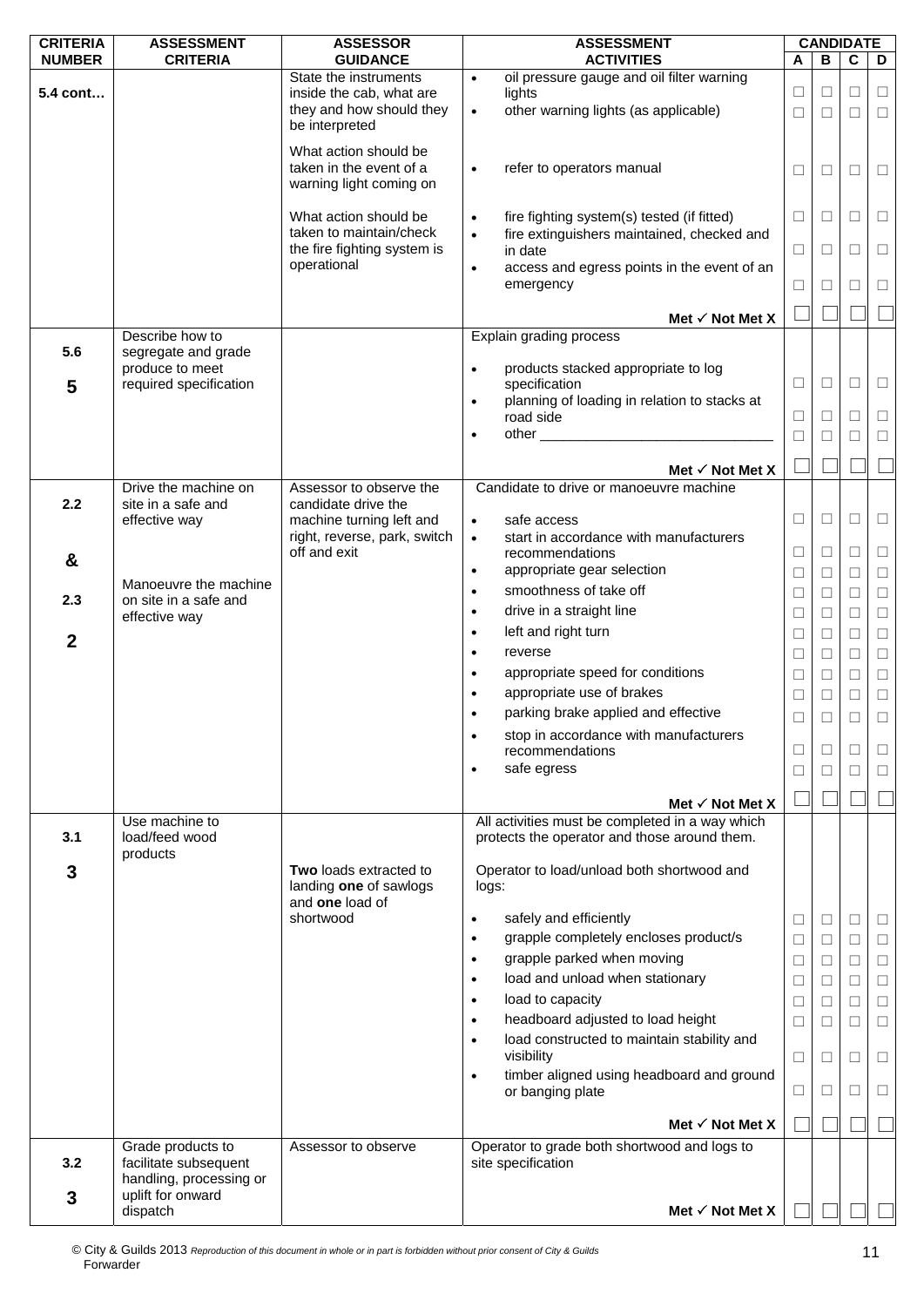| CRITERIA NUMBER | ASSESSMENT CRITERIA | ASSESSOR GUIDANCE | ASSESSMENT ACTIVITIES | CANDIDATE A | B | C | D |
|---|---|---|---|---|---|---|---|
| **5.4 cont…** | | State the instruments inside the cab, what are they and how should they be interpreted | • oil pressure gauge and oil filter warning lights<br>• other warning lights (as applicable) | ☐<br>☐ | ☐<br>☐ | ☐<br>☐ | ☐<br>☐ |
| | | What action should be taken in the event of a warning light coming on | • refer to operators manual | ☐ | ☐ | ☐ | ☐ |
| | | What action should be taken to maintain/check the fire fighting system is operational | • fire fighting system(s) tested (if fitted)<br>• fire extinguishers maintained, checked and in date<br>• access and egress points in the event of an emergency | ☐<br>☐<br>☐ | ☐<br>☐<br>☐ | ☐<br>☐<br>☐ | ☐<br>☐<br>☐ |
| | | | **Met ✓ Not Met X** | ☐ | ☐ | ☐ | ☐ |
| **5.6**<br><br>**5** | Describe how to segregate and grade produce to meet required specification | | Explain grading process<br>• products stacked appropriate to log specification<br>• planning of loading in relation to stacks at road side<br>• other ______________________________ | ☐<br>☐<br>☐ | ☐<br>☐<br>☐ | ☐<br>☐<br>☐ | ☐<br>☐<br>☐ |
| | | | **Met ✓ Not Met X** | ☐ | ☐ | ☐ | ☐ |
| **2.2**<br><br>**&**<br><br>**2.3**<br><br>**2** | Drive the machine on site in a safe and effective way<br><br>Manoeuvre the machine on site in a safe and effective way | Assessor to observe the candidate drive the machine turning left and right, reverse, park, switch off and exit | Candidate to drive or manoeuvre machine<br>• safe access<br>• start in accordance with manufacturers recommendations<br>• appropriate gear selection<br>• smoothness of take off<br>• drive in a straight line<br>• left and right turn<br>• reverse<br>• appropriate speed for conditions<br>• appropriate use of brakes<br>• parking brake applied and effective<br>• stop in accordance with manufacturers recommendations<br>• safe egress | ☐<br>☐<br>☐<br>☐<br>☐<br>☐<br>☐<br>☐<br>☐<br>☐<br>☐<br>☐ | ☐<br>☐<br>☐<br>☐<br>☐<br>☐<br>☐<br>☐<br>☐<br>☐<br>☐<br>☐ | ☐<br>☐<br>☐<br>☐<br>☐<br>☐<br>☐<br>☐<br>☐<br>☐<br>☐<br>☐ | ☐<br>☐<br>☐<br>☐<br>☐<br>☐<br>☐<br>☐<br>☐<br>☐<br>☐<br>☐ |
| | | | **Met ✓ Not Met X** | ☐ | ☐ | ☐ | ☐ |
| **3.1**<br><br>**3** | Use machine to load/feed wood products | **Two** loads extracted to landing **one** of sawlogs and **one** load of shortwood | All activities must be completed in a way which protects the operator and those around them.<br><br>Operator to load/unload both shortwood and logs:<br>• safely and efficiently<br>• grapple completely encloses product/s<br>• grapple parked when moving<br>• load and unload when stationary<br>• load to capacity<br>• headboard adjusted to load height<br>• load constructed to maintain stability and visibility<br>• timber aligned using headboard and ground or banging plate | ☐<br>☐<br>☐<br>☐<br>☐<br>☐<br>☐<br>☐ | ☐<br>☐<br>☐<br>☐<br>☐<br>☐<br>☐<br>☐ | ☐<br>☐<br>☐<br>☐<br>☐<br>☐<br>☐<br>☐ | ☐<br>☐<br>☐<br>☐<br>☐<br>☐<br>☐<br>☐ |
| | | | **Met ✓ Not Met X** | ☐ | ☐ | ☐ | ☐ |
| **3.2**<br><br>**3** | Grade products to facilitate subsequent handling, processing or uplift for onward dispatch | Assessor to observe | Operator to grade both shortwood and logs to site specification<br><br>**Met ✓ Not Met X** | ☐ | ☐ | ☐ | ☐ |

© City & Guilds 2013 *Reproduction of this document in whole or in part is forbidden without prior consent of City & Guilds*
Forwarder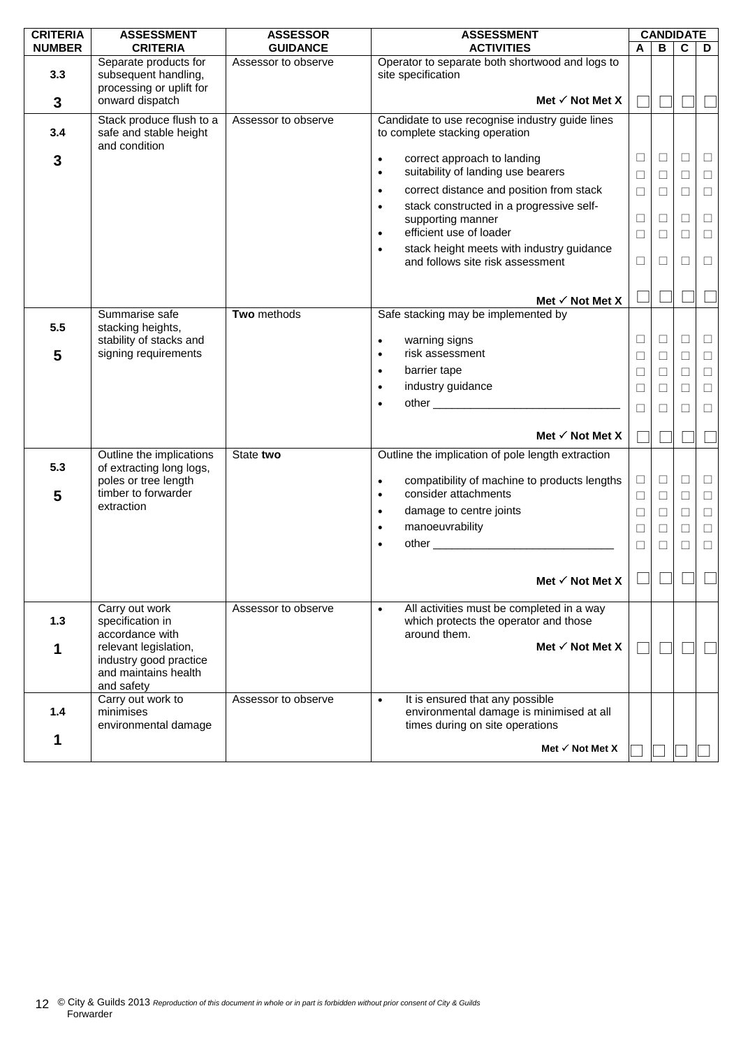| CRITERIA NUMBER | ASSESSMENT CRITERIA | ASSESSOR GUIDANCE | ASSESSMENT ACTIVITIES | CANDIDATE | | | |
|---|---|---|---|---|---|---|---|
| | | | | A | B | C | D |
| 3.3<br><br>3 | Separate products for subsequent handling, processing or uplift for onward dispatch | Assessor to observe | Operator to separate both shortwood and logs to site specification<br><br>Met ✓ Not Met X | ☐ | ☐ | ☐ | ☐ |
| 3.4<br><br>3 | Stack produce flush to a safe and stable height and condition | Assessor to observe | Candidate to use recognise industry guide lines to complete stacking operation<br>• correct approach to landing<br>• suitability of landing use bearers<br>• correct distance and position from stack<br>• stack constructed in a progressive self-supporting manner<br>• efficient use of loader<br>• stack height meets with industry guidance and follows site risk assessment<br><br>Met ✓ Not Met X | ☐<br>☐<br>☐<br>☐<br>☐<br>☐<br><br>☐ | ☐<br>☐<br>☐<br>☐<br>☐<br>☐<br><br>☐ | ☐<br>☐<br>☐<br>☐<br>☐<br>☐<br><br>☐ | ☐<br>☐<br>☐<br>☐<br>☐<br>☐<br><br>☐ |
| 5.5<br><br>5 | Summarise safe stacking heights, stability of stacks and signing requirements | **Two** methods | Safe stacking may be implemented by<br>• warning signs<br>• risk assessment<br>• barrier tape<br>• industry guidance<br>• other ______________________________<br><br>Met ✓ Not Met X | ☐<br>☐<br>☐<br>☐<br>☐<br><br>☐ | ☐<br>☐<br>☐<br>☐<br>☐<br><br>☐ | ☐<br>☐<br>☐<br>☐<br>☐<br><br>☐ | ☐<br>☐<br>☐<br>☐<br>☐<br><br>☐ |
| 5.3<br><br>5 | Outline the implications of extracting long logs, poles or tree length timber to forwarder extraction | State **two** | Outline the implication of pole length extraction<br>• compatibility of machine to products lengths<br>• consider attachments<br>• damage to centre joints<br>• manoeuvrability<br>• other ______________________________<br><br>Met ✓ Not Met X | ☐<br>☐<br>☐<br>☐<br>☐<br><br>☐ | ☐<br>☐<br>☐<br>☐<br>☐<br><br>☐ | ☐<br>☐<br>☐<br>☐<br>☐<br><br>☐ | ☐<br>☐<br>☐<br>☐<br>☐<br><br>☐ |
| 1.3<br><br>1 | Carry out work specification in accordance with relevant legislation, industry good practice and maintains health and safety | Assessor to observe | • All activities must be completed in a way which protects the operator and those around them.<br><br>Met ✓ Not Met X | ☐ | ☐ | ☐ | ☐ |
| 1.4<br><br>1 | Carry out work to minimises environmental damage | Assessor to observe | • It is ensured that any possible environmental damage is minimised at all times during on site operations<br><br>Met ✓ Not Met X | ☐ | ☐ | ☐ | ☐ |

© City & Guilds 2013 *Reproduction of this document in whole or in part is forbidden without prior consent of City & Guilds*
Forwarder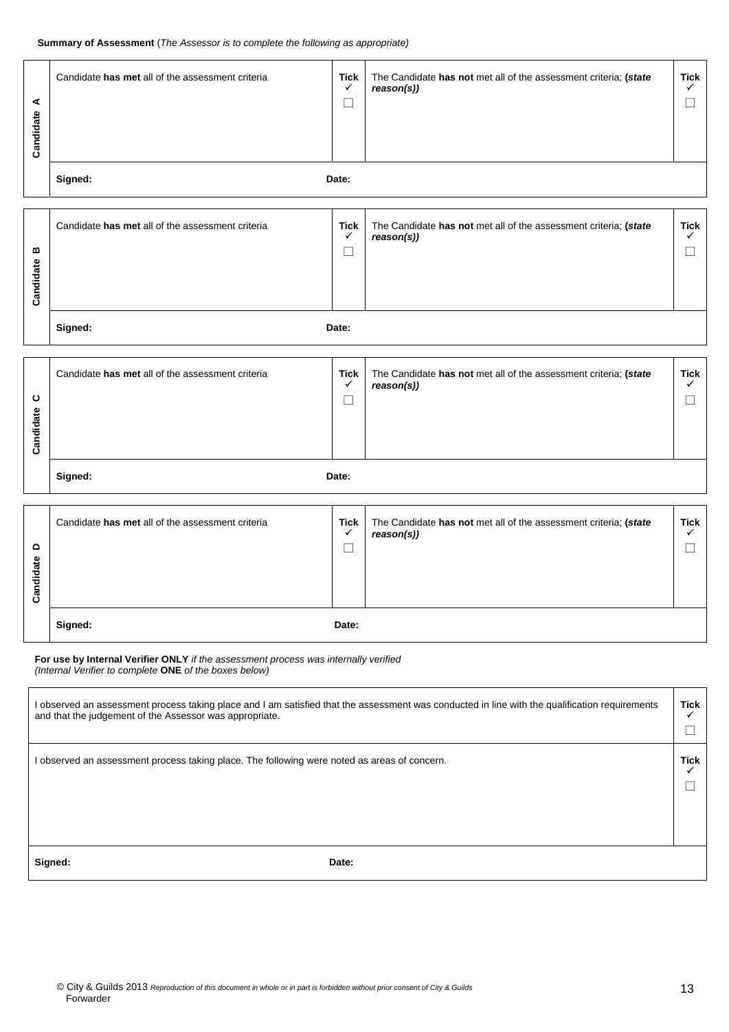**Summary of Assessment** (*The Assessor is to complete the following as appropriate*)

| | | | | |
|---|---|---|---|---|
| **Candidate A** | Candidate **has met** all of the assessment criteria | **Tick** ✓ ☐ | The Candidate **has not** met all of the assessment criteria; ***(state reason(s))*** | **Tick** ✓ ☐ |
| | **Signed:** | **Date:** | | |

| | | | | |
|---|---|---|---|---|
| **Candidate B** | Candidate **has met** all of the assessment criteria | **Tick** ✓ ☐ | The Candidate **has not** met all of the assessment criteria; ***(state reason(s))*** | **Tick** ✓ ☐ |
| | **Signed:** | **Date:** | | |

| | | | | |
|---|---|---|---|---|
| **Candidate C** | Candidate **has met** all of the assessment criteria | **Tick** ✓ ☐ | The Candidate **has not** met all of the assessment criteria; ***(state reason(s))*** | **Tick** ✓ ☐ |
| | **Signed:** | **Date:** | | |

| | | | | |
|---|---|---|---|---|
| **Candidate D** | Candidate **has met** all of the assessment criteria | **Tick** ✓ ☐ | The Candidate **has not** met all of the assessment criteria; ***(state reason(s))*** | **Tick** ✓ ☐ |
| | **Signed:** | **Date:** | | |

**For use by Internal Verifier ONLY** *if the assessment process was internally verified*
*(Internal Verifier to complete* **ONE** *of the boxes below)*

| | |
|---|---|
| I observed an assessment process taking place and I am satisfied that the assessment was conducted in line with the qualification requirements and that the judgement of the Assessor was appropriate. | **Tick** ✓ ☐ |
| I observed an assessment process taking place. The following were noted as areas of concern. | **Tick** ✓ ☐ |
| **Signed:** **Date:** | |

© City & Guilds 2013 *Reproduction of this document in whole or in part is forbidden without prior consent of City & Guilds*
Forwarder